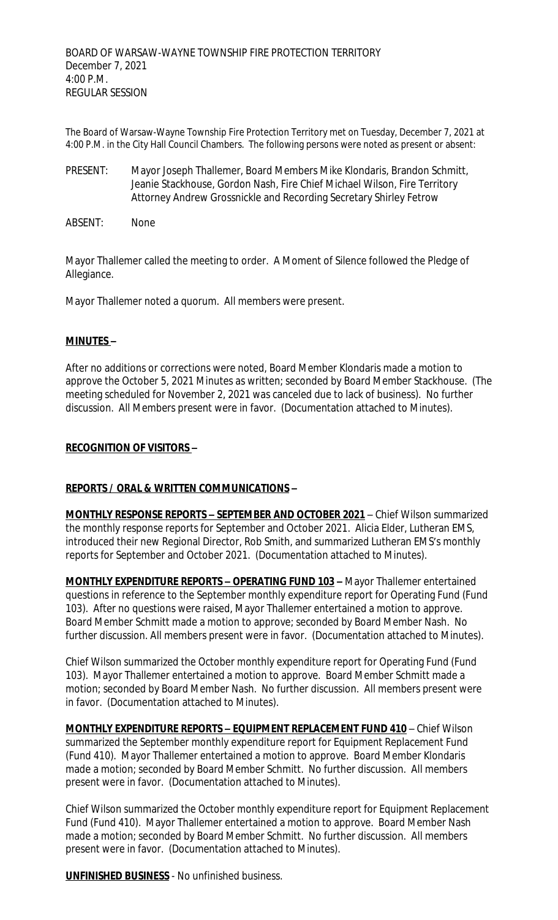BOARD OF WARSAW-WAYNE TOWNSHIP FIRE PROTECTION TERRITORY
December 7, 2021
4:00 P.M.
REGULAR SESSION

The Board of Warsaw-Wayne Township Fire Protection Territory met on Tuesday, December 7, 2021 at 4:00 P.M. in the City Hall Council Chambers. The following persons were noted as present or absent:

PRESENT: Mayor Joseph Thallemer, Board Members Mike Klondaris, Brandon Schmitt, Jeanie Stackhouse, Gordon Nash, Fire Chief Michael Wilson, Fire Territory Attorney Andrew Grossnickle and Recording Secretary Shirley Fetrow

ABSENT: None

Mayor Thallemer called the meeting to order. A Moment of Silence followed the Pledge of Allegiance.

Mayor Thallemer noted a quorum. All members were present.

**MINUTES –**

After no additions or corrections were noted, Board Member Klondaris made a motion to approve the October 5, 2021 Minutes as written; seconded by Board Member Stackhouse. (The meeting scheduled for November 2, 2021 was canceled due to lack of business). No further discussion. All Members present were in favor. (Documentation attached to Minutes).

**RECOGNITION OF VISITORS –**

**REPORTS / ORAL & WRITTEN COMMUNICATIONS –**

**MONTHLY RESPONSE REPORTS – SEPTEMBER AND OCTOBER 2021** – Chief Wilson summarized the monthly response reports for September and October 2021. Alicia Elder, Lutheran EMS, introduced their new Regional Director, Rob Smith, and summarized Lutheran EMS's monthly reports for September and October 2021. (Documentation attached to Minutes).

**MONTHLY EXPENDITURE REPORTS – OPERATING FUND 103 –** Mayor Thallemer entertained questions in reference to the September monthly expenditure report for Operating Fund (Fund 103). After no questions were raised, Mayor Thallemer entertained a motion to approve. Board Member Schmitt made a motion to approve; seconded by Board Member Nash. No further discussion. All members present were in favor. (Documentation attached to Minutes).

Chief Wilson summarized the October monthly expenditure report for Operating Fund (Fund 103). Mayor Thallemer entertained a motion to approve. Board Member Schmitt made a motion; seconded by Board Member Nash. No further discussion. All members present were in favor. (Documentation attached to Minutes).

**MONTHLY EXPENDITURE REPORTS – EQUIPMENT REPLACEMENT FUND 410** – Chief Wilson summarized the September monthly expenditure report for Equipment Replacement Fund (Fund 410). Mayor Thallemer entertained a motion to approve. Board Member Klondaris made a motion; seconded by Board Member Schmitt. No further discussion. All members present were in favor. (Documentation attached to Minutes).

Chief Wilson summarized the October monthly expenditure report for Equipment Replacement Fund (Fund 410). Mayor Thallemer entertained a motion to approve. Board Member Nash made a motion; seconded by Board Member Schmitt. No further discussion. All members present were in favor. (Documentation attached to Minutes).

**UNFINISHED BUSINESS** - No unfinished business.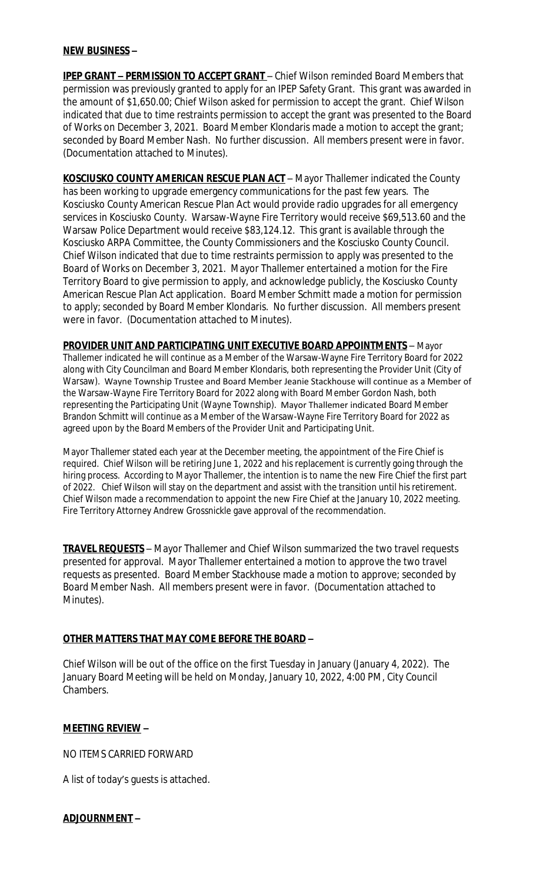**NEW BUSINESS –**

**IPEP GRANT – PERMISSION TO ACCEPT GRANT** – Chief Wilson reminded Board Members that permission was previously granted to apply for an IPEP Safety Grant. This grant was awarded in the amount of $1,650.00; Chief Wilson asked for permission to accept the grant. Chief Wilson indicated that due to time restraints permission to accept the grant was presented to the Board of Works on December 3, 2021. Board Member Klondaris made a motion to accept the grant; seconded by Board Member Nash. No further discussion. All members present were in favor. (Documentation attached to Minutes).

**KOSCIUSKO COUNTY AMERICAN RESCUE PLAN ACT** – Mayor Thallemer indicated the County has been working to upgrade emergency communications for the past few years. The Kosciusko County American Rescue Plan Act would provide radio upgrades for all emergency services in Kosciusko County. Warsaw-Wayne Fire Territory would receive $69,513.60 and the Warsaw Police Department would receive $83,124.12. This grant is available through the Kosciusko ARPA Committee, the County Commissioners and the Kosciusko County Council. Chief Wilson indicated that due to time restraints permission to apply was presented to the Board of Works on December 3, 2021. Mayor Thallemer entertained a motion for the Fire Territory Board to give permission to apply, and acknowledge publicly, the Kosciusko County American Rescue Plan Act application. Board Member Schmitt made a motion for permission to apply; seconded by Board Member Klondaris. No further discussion. All members present were in favor. (Documentation attached to Minutes).

**PROVIDER UNIT AND PARTICIPATING UNIT EXECUTIVE BOARD APPOINTMENTS** – Mayor Thallemer indicated he will continue as a Member of the Warsaw-Wayne Fire Territory Board for 2022 along with City Councilman and Board Member Klondaris, both representing the Provider Unit (City of Warsaw). Wayne Township Trustee and Board Member Jeanie Stackhouse will continue as a Member of the Warsaw-Wayne Fire Territory Board for 2022 along with Board Member Gordon Nash, both representing the Participating Unit (Wayne Township). Mayor Thallemer indicated Board Member Brandon Schmitt will continue as a Member of the Warsaw-Wayne Fire Territory Board for 2022 as agreed upon by the Board Members of the Provider Unit and Participating Unit.

Mayor Thallemer stated each year at the December meeting, the appointment of the Fire Chief is required. Chief Wilson will be retiring June 1, 2022 and his replacement is currently going through the hiring process. According to Mayor Thallemer, the intention is to name the new Fire Chief the first part of 2022. Chief Wilson will stay on the department and assist with the transition until his retirement. Chief Wilson made a recommendation to appoint the new Fire Chief at the January 10, 2022 meeting. Fire Territory Attorney Andrew Grossnickle gave approval of the recommendation.

**TRAVEL REQUESTS** – Mayor Thallemer and Chief Wilson summarized the two travel requests presented for approval. Mayor Thallemer entertained a motion to approve the two travel requests as presented. Board Member Stackhouse made a motion to approve; seconded by Board Member Nash. All members present were in favor. (Documentation attached to Minutes).

**OTHER MATTERS THAT MAY COME BEFORE THE BOARD –**

Chief Wilson will be out of the office on the first Tuesday in January (January 4, 2022). The January Board Meeting will be held on Monday, January 10, 2022, 4:00 PM, City Council Chambers.

**MEETING REVIEW –**

NO ITEMS CARRIED FORWARD

A list of today's guests is attached.

**ADJOURNMENT –**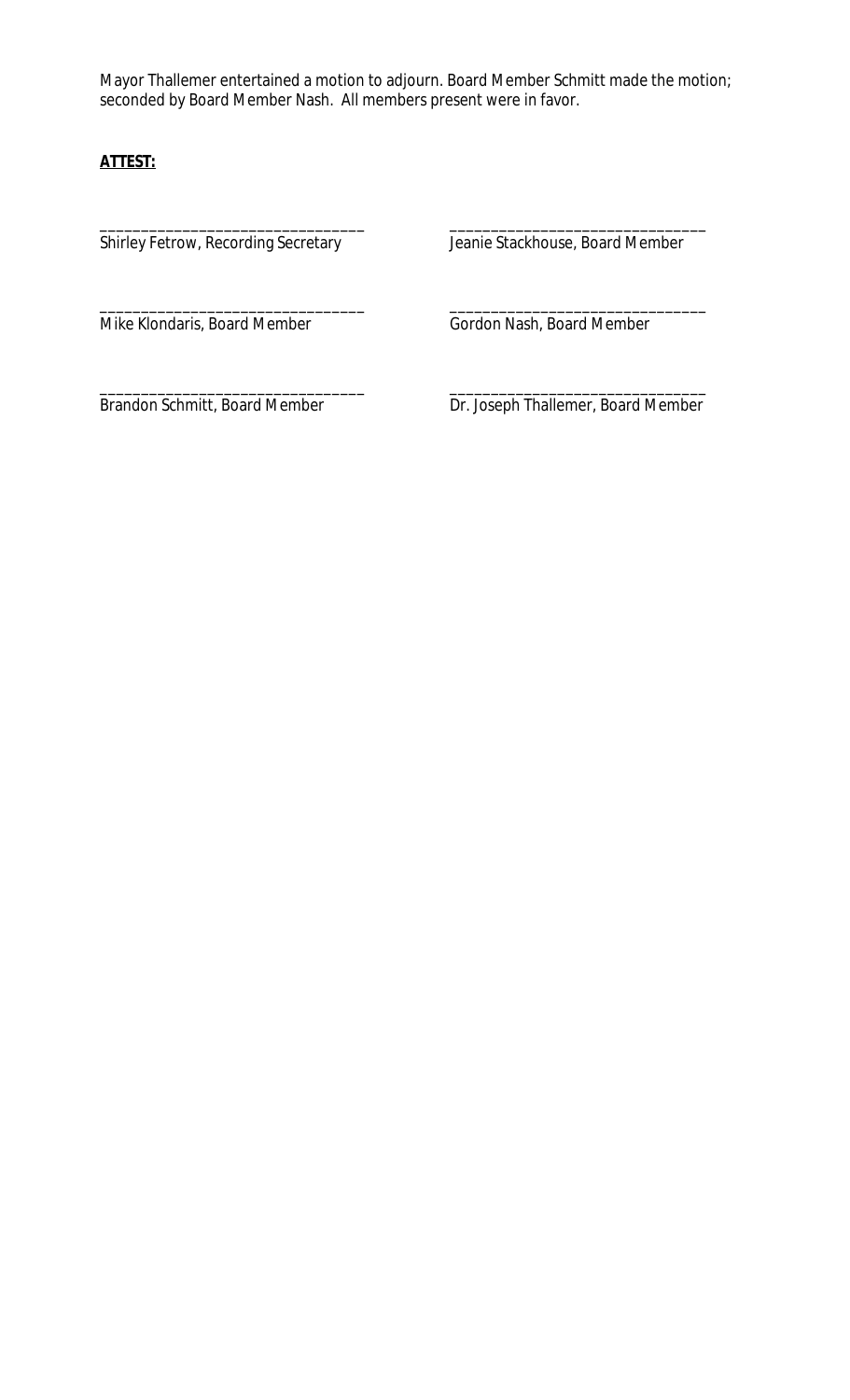Mayor Thallemer entertained a motion to adjourn. Board Member Schmitt made the motion; seconded by Board Member Nash. All members present were in favor.

**ATTEST:**

| | |
|---|---|
| _______________________________ | _______________________________ |
| Shirley Fetrow, Recording Secretary | Jeanie Stackhouse, Board Member |
| _______________________________ | _______________________________ |
| Mike Klondaris, Board Member | Gordon Nash, Board Member |
| _______________________________ | _______________________________ |
| Brandon Schmitt, Board Member | Dr. Joseph Thallemer, Board Member |